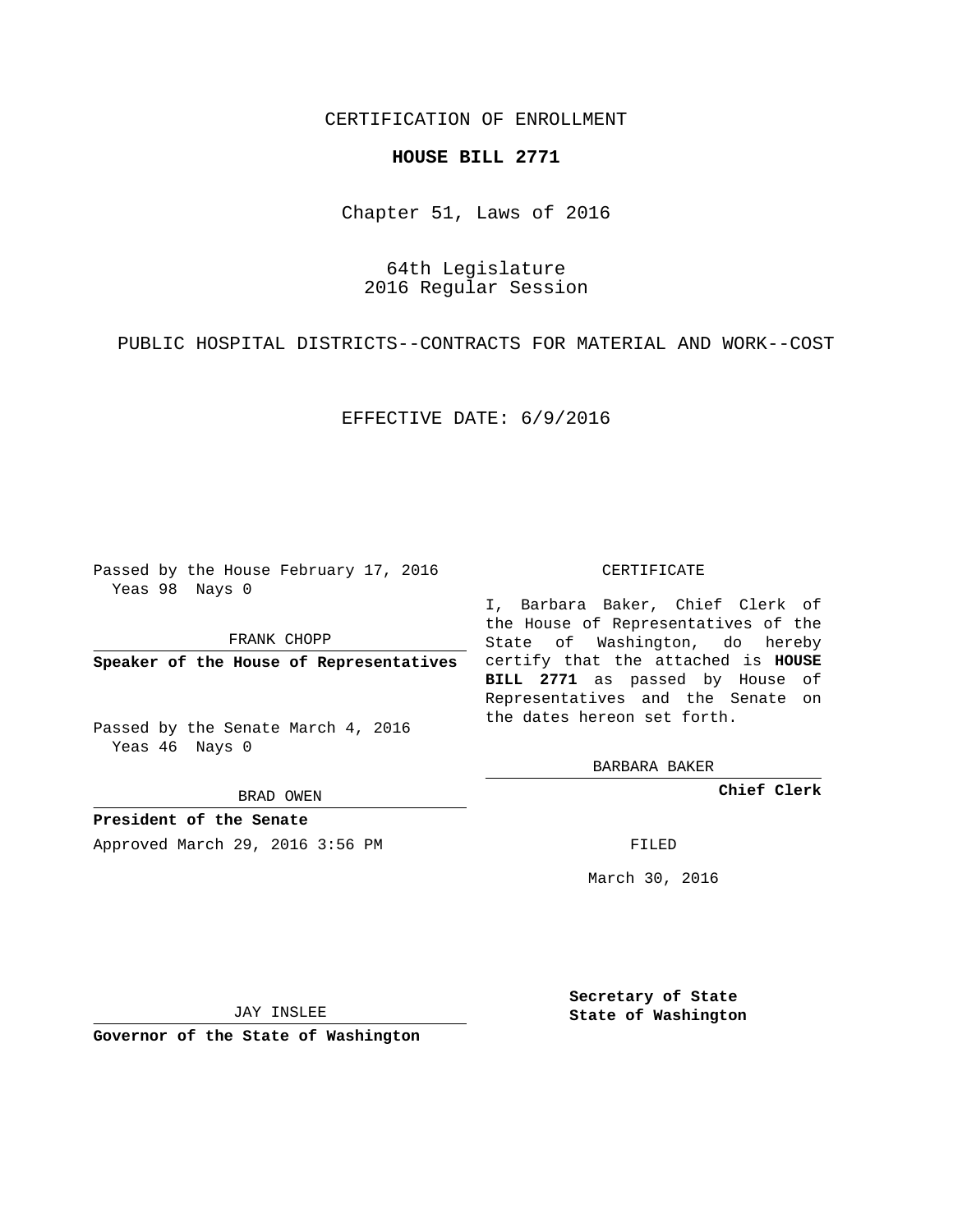CERTIFICATION OF ENROLLMENT

**HOUSE BILL 2771**

Chapter 51, Laws of 2016

64th Legislature
2016 Regular Session

PUBLIC HOSPITAL DISTRICTS--CONTRACTS FOR MATERIAL AND WORK--COST

EFFECTIVE DATE: 6/9/2016

Passed by the House February 17, 2016
Yeas 98 Nays 0

FRANK CHOPP

**Speaker of the House of Representatives**

Passed by the Senate March 4, 2016
Yeas 46 Nays 0

BRAD OWEN

**President of the Senate**

Approved March 29, 2016 3:56 PM

JAY INSLEE

**Governor of the State of Washington**

CERTIFICATE

I, Barbara Baker, Chief Clerk of the House of Representatives of the State of Washington, do hereby certify that the attached is **HOUSE BILL 2771** as passed by House of Representatives and the Senate on the dates hereon set forth.

BARBARA BAKER

**Chief Clerk**

FILED

March 30, 2016

**Secretary of State**
**State of Washington**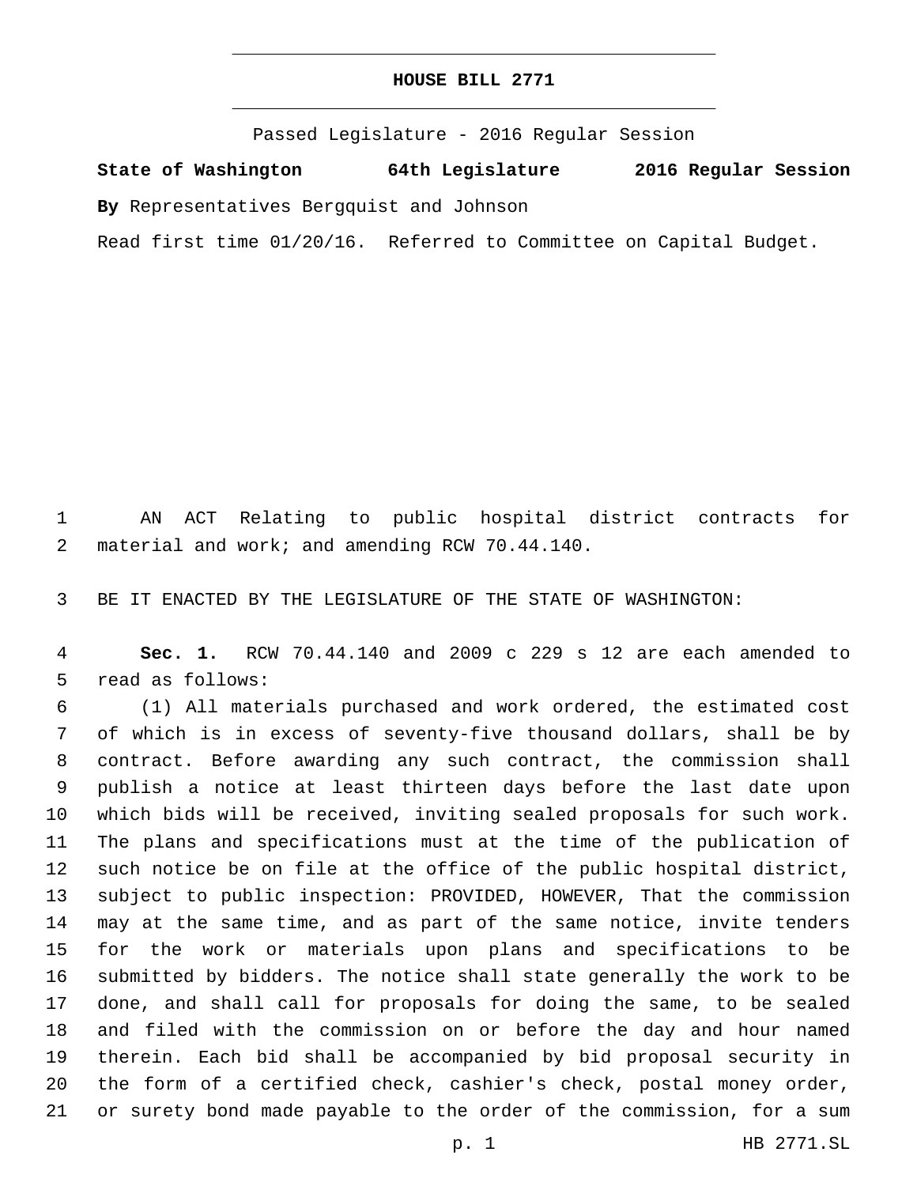# HOUSE BILL 2771

Passed Legislature - 2016 Regular Session

**State of Washington 64th Legislature 2016 Regular Session**

**By** Representatives Bergquist and Johnson

Read first time 01/20/16. Referred to Committee on Capital Budget.

AN ACT Relating to public hospital district contracts for material and work; and amending RCW 70.44.140.

BE IT ENACTED BY THE LEGISLATURE OF THE STATE OF WASHINGTON:

**Sec. 1.** RCW 70.44.140 and 2009 c 229 s 12 are each amended to read as follows:

(1) All materials purchased and work ordered, the estimated cost of which is in excess of seventy-five thousand dollars, shall be by contract. Before awarding any such contract, the commission shall publish a notice at least thirteen days before the last date upon which bids will be received, inviting sealed proposals for such work. The plans and specifications must at the time of the publication of such notice be on file at the office of the public hospital district, subject to public inspection: PROVIDED, HOWEVER, That the commission may at the same time, and as part of the same notice, invite tenders for the work or materials upon plans and specifications to be submitted by bidders. The notice shall state generally the work to be done, and shall call for proposals for doing the same, to be sealed and filed with the commission on or before the day and hour named therein. Each bid shall be accompanied by bid proposal security in the form of a certified check, cashier's check, postal money order, or surety bond made payable to the order of the commission, for a sum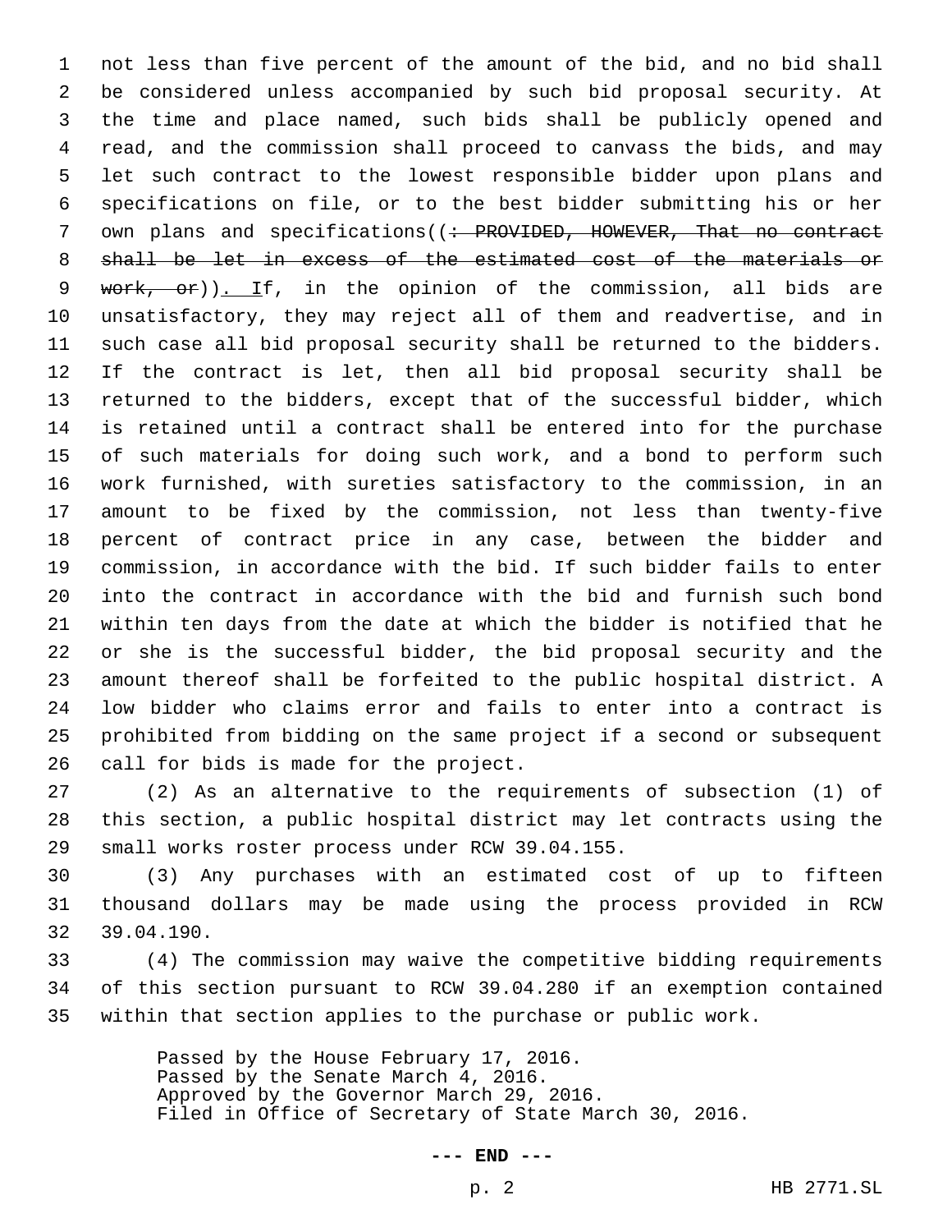not less than five percent of the amount of the bid, and no bid shall be considered unless accompanied by such bid proposal security. At the time and place named, such bids shall be publicly opened and read, and the commission shall proceed to canvass the bids, and may let such contract to the lowest responsible bidder upon plans and specifications on file, or to the best bidder submitting his or her own plans and specifications((~~: PROVIDED, HOWEVER, That no contract shall be let in excess of the estimated cost of the materials or work, or~~)). If, in the opinion of the commission, all bids are unsatisfactory, they may reject all of them and readvertise, and in such case all bid proposal security shall be returned to the bidders. If the contract is let, then all bid proposal security shall be returned to the bidders, except that of the successful bidder, which is retained until a contract shall be entered into for the purchase of such materials for doing such work, and a bond to perform such work furnished, with sureties satisfactory to the commission, in an amount to be fixed by the commission, not less than twenty-five percent of contract price in any case, between the bidder and commission, in accordance with the bid. If such bidder fails to enter into the contract in accordance with the bid and furnish such bond within ten days from the date at which the bidder is notified that he or she is the successful bidder, the bid proposal security and the amount thereof shall be forfeited to the public hospital district. A low bidder who claims error and fails to enter into a contract is prohibited from bidding on the same project if a second or subsequent call for bids is made for the project.

(2) As an alternative to the requirements of subsection (1) of this section, a public hospital district may let contracts using the small works roster process under RCW 39.04.155.

(3) Any purchases with an estimated cost of up to fifteen thousand dollars may be made using the process provided in RCW 39.04.190.

(4) The commission may waive the competitive bidding requirements of this section pursuant to RCW 39.04.280 if an exemption contained within that section applies to the purchase or public work.

Passed by the House February 17, 2016.
Passed by the Senate March 4, 2016.
Approved by the Governor March 29, 2016.
Filed in Office of Secretary of State March 30, 2016.

**--- END ---**